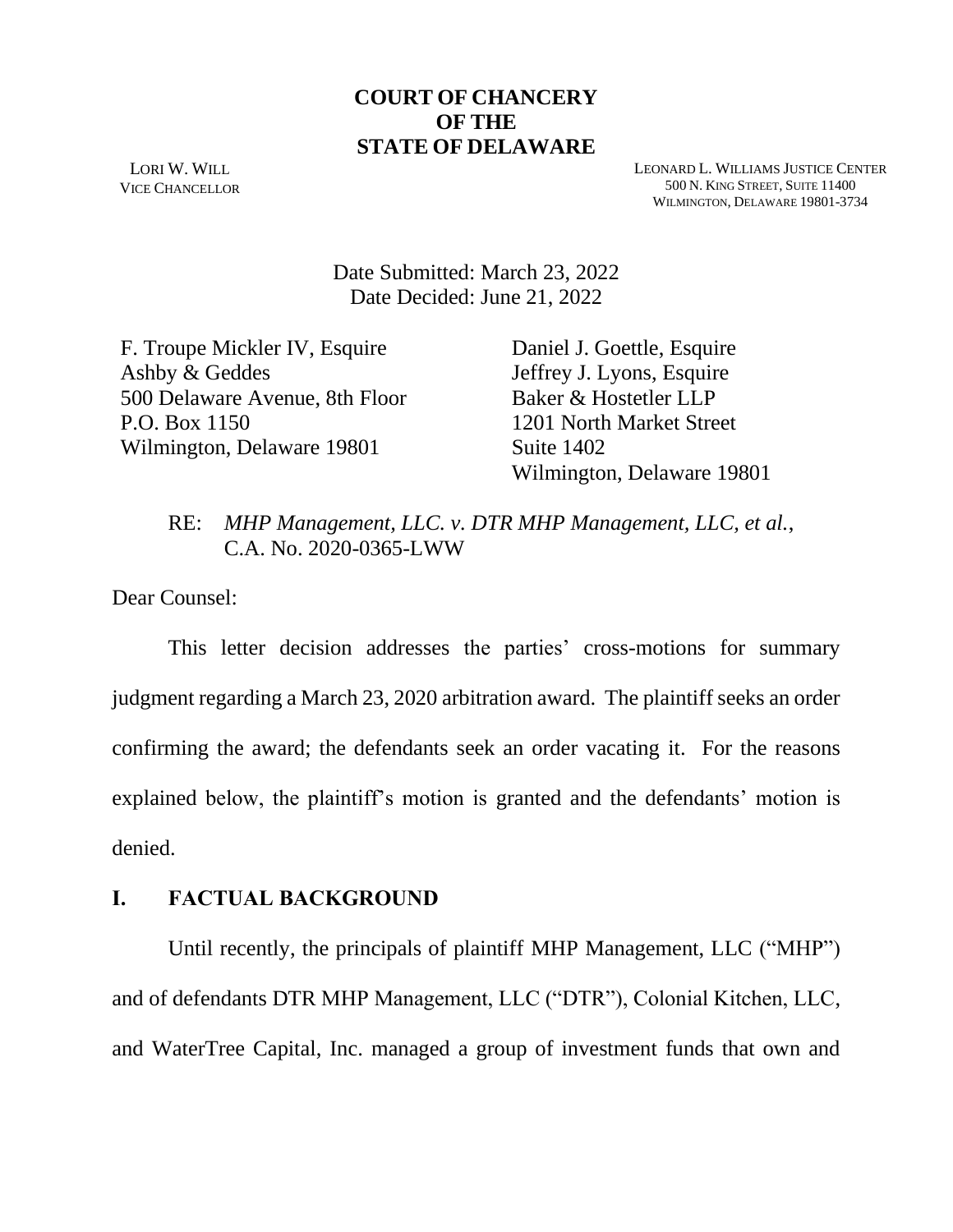# COURT OF CHANCERY
# OF THE
# STATE OF DELAWARE

LORI W. WILL
VICE CHANCELLOR

LEONARD L. WILLIAMS JUSTICE CENTER
500 N. KING STREET, SUITE 11400
WILMINGTON, DELAWARE 19801-3734

Date Submitted: March 23, 2022
Date Decided: June 21, 2022

F. Troupe Mickler IV, Esquire
Ashby & Geddes
500 Delaware Avenue, 8th Floor
P.O. Box 1150
Wilmington, Delaware 19801

Daniel J. Goettle, Esquire
Jeffrey J. Lyons, Esquire
Baker & Hostetler LLP
1201 North Market Street
Suite 1402
Wilmington, Delaware 19801

RE: *MHP Management, LLC. v. DTR MHP Management, LLC, et al.*, C.A. No. 2020-0365-LWW

Dear Counsel:

This letter decision addresses the parties' cross-motions for summary judgment regarding a March 23, 2020 arbitration award. The plaintiff seeks an order confirming the award; the defendants seek an order vacating it. For the reasons explained below, the plaintiff's motion is granted and the defendants' motion is denied.

## I. FACTUAL BACKGROUND

Until recently, the principals of plaintiff MHP Management, LLC ("MHP") and of defendants DTR MHP Management, LLC ("DTR"), Colonial Kitchen, LLC, and WaterTree Capital, Inc. managed a group of investment funds that own and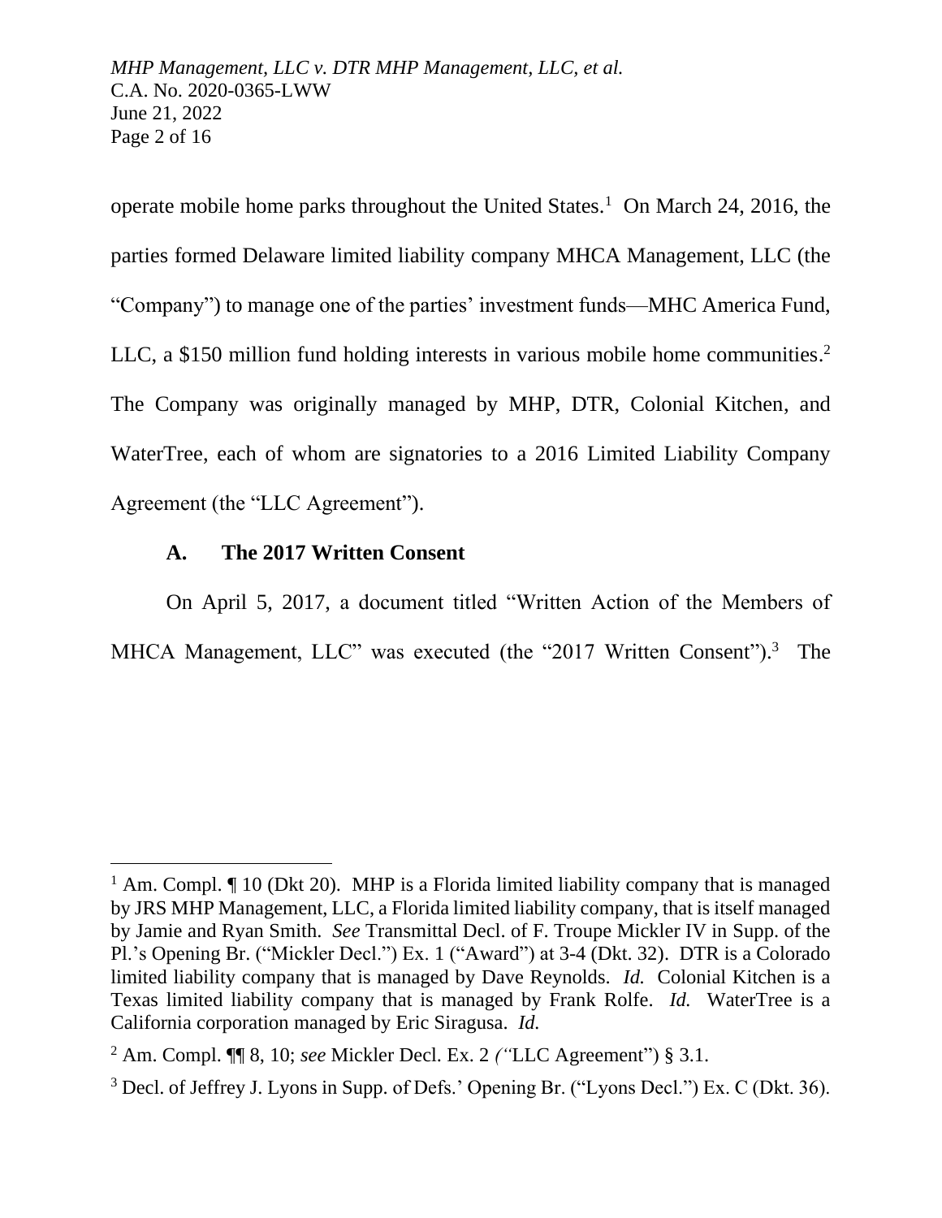operate mobile home parks throughout the United States.[1] On March 24, 2016, the parties formed Delaware limited liability company MHCA Management, LLC (the "Company") to manage one of the parties' investment funds—MHC America Fund, LLC, a $150 million fund holding interests in various mobile home communities.[2] The Company was originally managed by MHP, DTR, Colonial Kitchen, and WaterTree, each of whom are signatories to a 2016 Limited Liability Company Agreement (the "LLC Agreement").

### A. The 2017 Written Consent

On April 5, 2017, a document titled "Written Action of the Members of MHCA Management, LLC" was executed (the "2017 Written Consent").[3] The

---

[1] Am. Compl. ¶ 10 (Dkt 20). MHP is a Florida limited liability company that is managed by JRS MHP Management, LLC, a Florida limited liability company, that is itself managed by Jamie and Ryan Smith. *See* Transmittal Decl. of F. Troupe Mickler IV in Supp. of the Pl.'s Opening Br. ("Mickler Decl.") Ex. 1 ("Award") at 3-4 (Dkt. 32). DTR is a Colorado limited liability company that is managed by Dave Reynolds. *Id.* Colonial Kitchen is a Texas limited liability company that is managed by Frank Rolfe. *Id.* WaterTree is a California corporation managed by Eric Siragusa. *Id.*

[2] Am. Compl. ¶¶ 8, 10; *see* Mickler Decl. Ex. 2 *("*LLC Agreement") § 3.1.

[3] Decl. of Jeffrey J. Lyons in Supp. of Defs.' Opening Br. ("Lyons Decl.") Ex. C (Dkt. 36).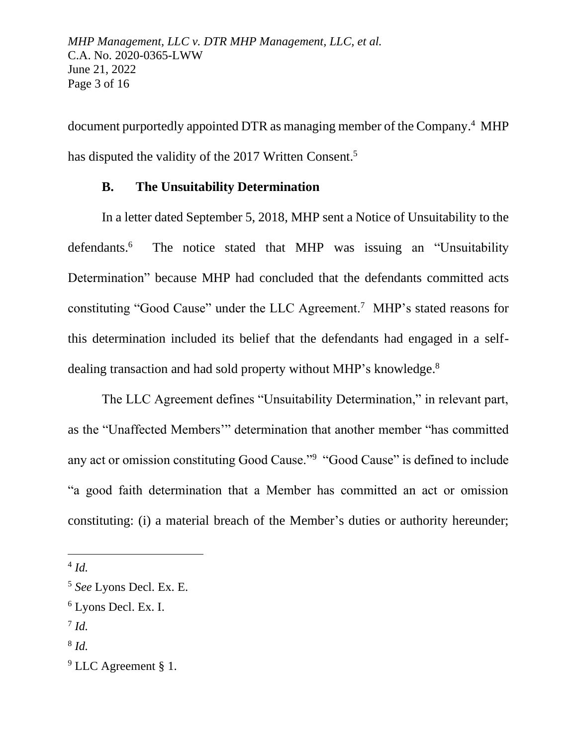document purportedly appointed DTR as managing member of the Company.[4] MHP has disputed the validity of the 2017 Written Consent.[5]

### B. The Unsuitability Determination

In a letter dated September 5, 2018, MHP sent a Notice of Unsuitability to the defendants.[6] The notice stated that MHP was issuing an "Unsuitability Determination" because MHP had concluded that the defendants committed acts constituting "Good Cause" under the LLC Agreement.[7] MHP's stated reasons for this determination included its belief that the defendants had engaged in a self-dealing transaction and had sold property without MHP's knowledge.[8]

The LLC Agreement defines "Unsuitability Determination," in relevant part, as the "Unaffected Members'" determination that another member "has committed any act or omission constituting Good Cause."[9] "Good Cause" is defined to include "a good faith determination that a Member has committed an act or omission constituting: (i) a material breach of the Member's duties or authority hereunder;

---

[4] *Id.*

[5] *See* Lyons Decl. Ex. E.

[6] Lyons Decl. Ex. I.

[7] *Id.*

[8] *Id.*

[9] LLC Agreement § 1.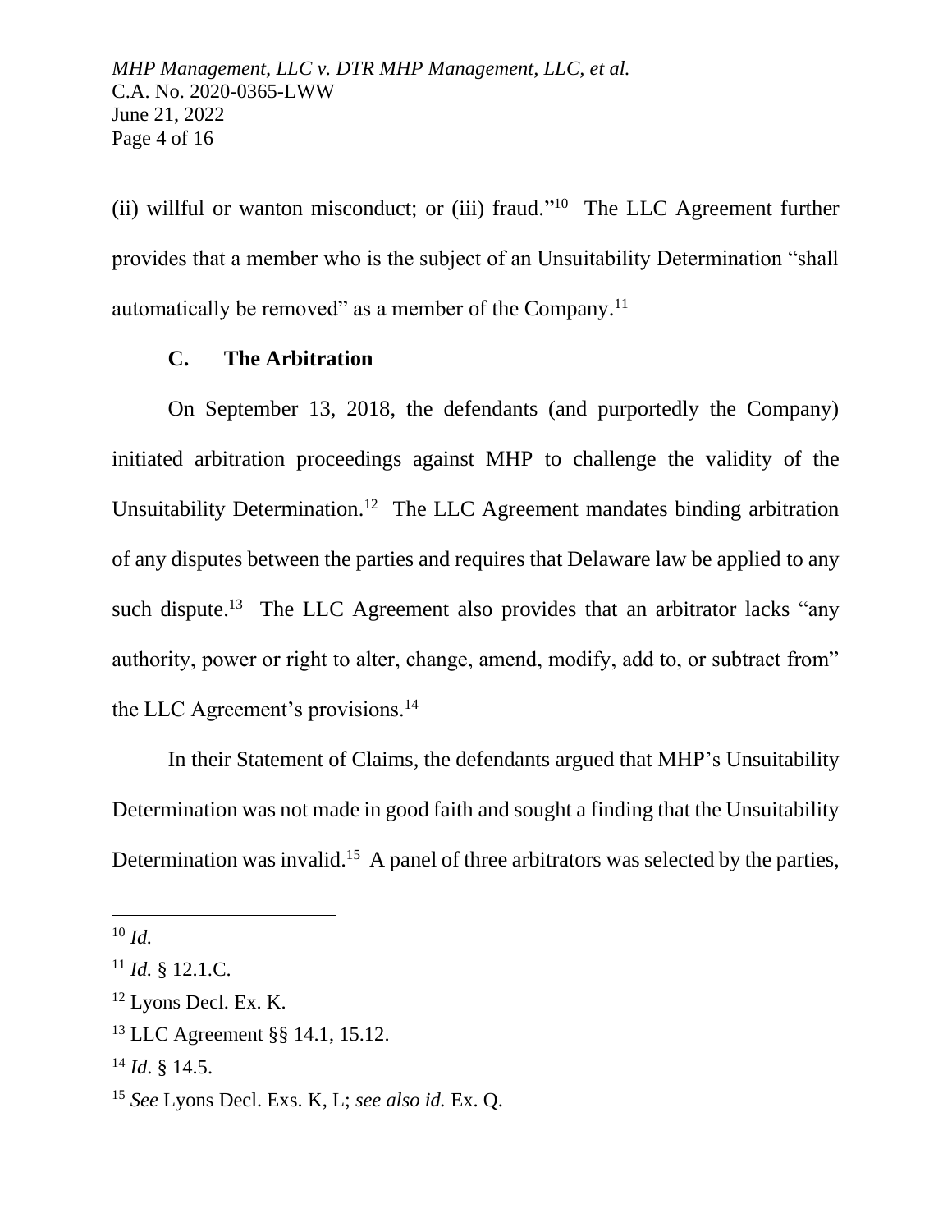(ii) willful or wanton misconduct; or (iii) fraud."[10] The LLC Agreement further provides that a member who is the subject of an Unsuitability Determination "shall automatically be removed" as a member of the Company.[11]

### C. The Arbitration

On September 13, 2018, the defendants (and purportedly the Company) initiated arbitration proceedings against MHP to challenge the validity of the Unsuitability Determination.[12] The LLC Agreement mandates binding arbitration of any disputes between the parties and requires that Delaware law be applied to any such dispute.[13] The LLC Agreement also provides that an arbitrator lacks "any authority, power or right to alter, change, amend, modify, add to, or subtract from" the LLC Agreement's provisions.[14]

In their Statement of Claims, the defendants argued that MHP's Unsuitability Determination was not made in good faith and sought a finding that the Unsuitability Determination was invalid.[15] A panel of three arbitrators was selected by the parties,

---

[10] *Id.*

[11] *Id.* § 12.1.C.

[12] Lyons Decl. Ex. K.

[13] LLC Agreement §§ 14.1, 15.12.

[14] *Id*. § 14.5.

[15] *See* Lyons Decl. Exs. K, L; *see also id.* Ex. Q.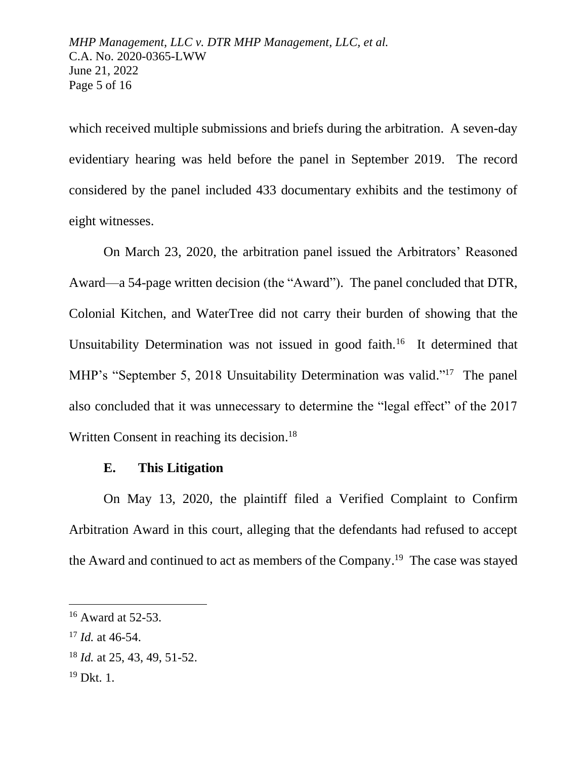which received multiple submissions and briefs during the arbitration. A seven-day evidentiary hearing was held before the panel in September 2019. The record considered by the panel included 433 documentary exhibits and the testimony of eight witnesses.

On March 23, 2020, the arbitration panel issued the Arbitrators' Reasoned Award—a 54-page written decision (the "Award"). The panel concluded that DTR, Colonial Kitchen, and WaterTree did not carry their burden of showing that the Unsuitability Determination was not issued in good faith.[16] It determined that MHP's "September 5, 2018 Unsuitability Determination was valid."[17] The panel also concluded that it was unnecessary to determine the "legal effect" of the 2017 Written Consent in reaching its decision.[18]

## E. This Litigation

On May 13, 2020, the plaintiff filed a Verified Complaint to Confirm Arbitration Award in this court, alleging that the defendants had refused to accept the Award and continued to act as members of the Company.[19] The case was stayed

---

[16] Award at 52-53.

[17] *Id.* at 46-54.

[18] *Id.* at 25, 43, 49, 51-52.

[19] Dkt. 1.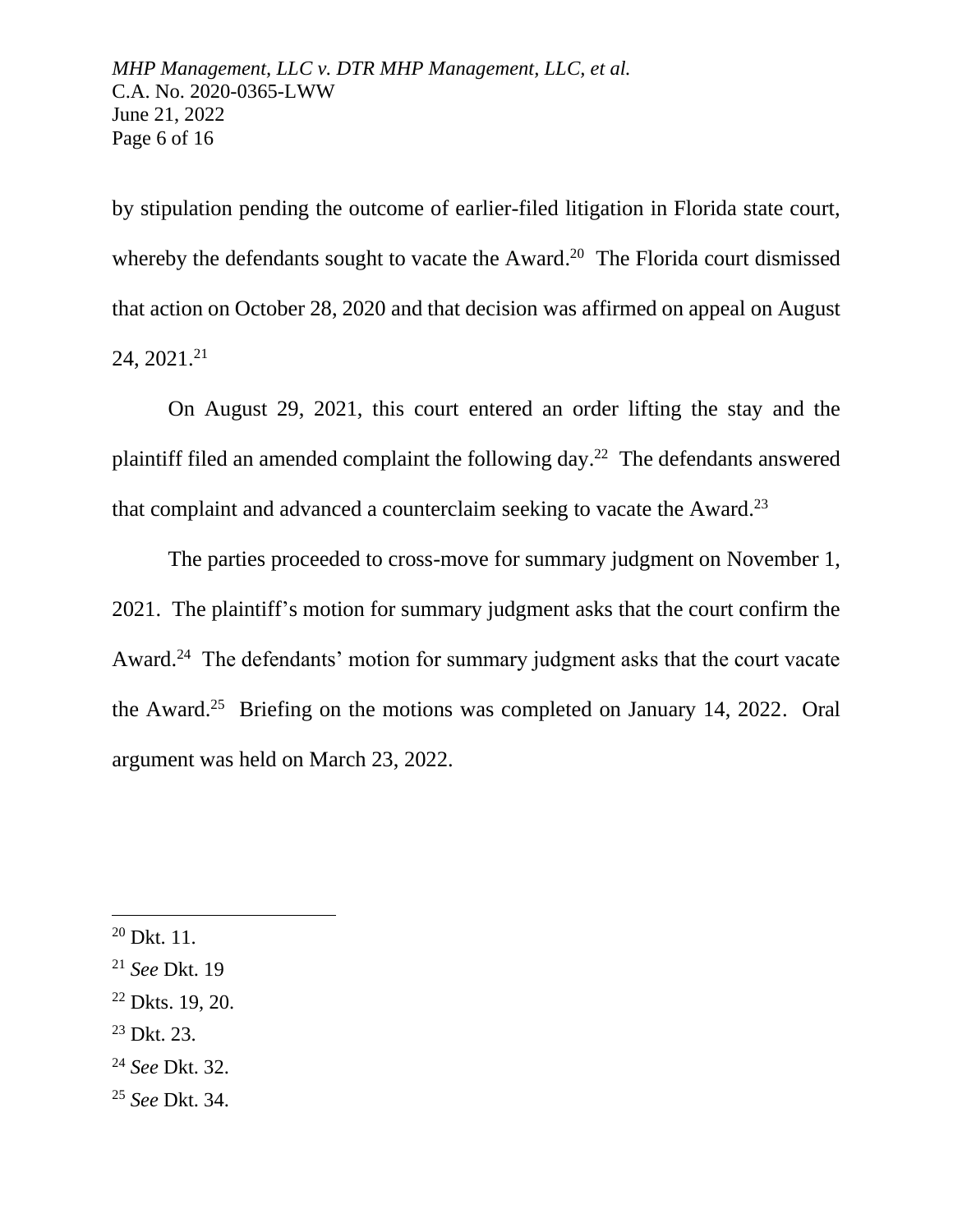by stipulation pending the outcome of earlier-filed litigation in Florida state court, whereby the defendants sought to vacate the Award.[20] The Florida court dismissed that action on October 28, 2020 and that decision was affirmed on appeal on August 24, 2021.[21]

On August 29, 2021, this court entered an order lifting the stay and the plaintiff filed an amended complaint the following day.[22] The defendants answered that complaint and advanced a counterclaim seeking to vacate the Award.[23]

The parties proceeded to cross-move for summary judgment on November 1, 2021. The plaintiff's motion for summary judgment asks that the court confirm the Award.[24] The defendants' motion for summary judgment asks that the court vacate the Award.[25] Briefing on the motions was completed on January 14, 2022. Oral argument was held on March 23, 2022.

---

[20] Dkt. 11.

[21] *See* Dkt. 19

[22] Dkts. 19, 20.

[23] Dkt. 23.

[24] *See* Dkt. 32.

[25] *See* Dkt. 34.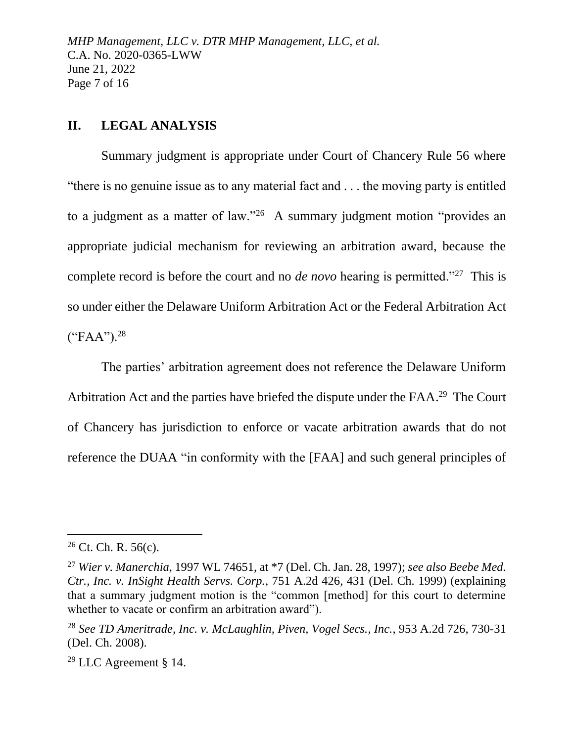## II. LEGAL ANALYSIS

Summary judgment is appropriate under Court of Chancery Rule 56 where "there is no genuine issue as to any material fact and . . . the moving party is entitled to a judgment as a matter of law."[26] A summary judgment motion "provides an appropriate judicial mechanism for reviewing an arbitration award, because the complete record is before the court and no *de novo* hearing is permitted."[27] This is so under either the Delaware Uniform Arbitration Act or the Federal Arbitration Act ("FAA").[28]

The parties' arbitration agreement does not reference the Delaware Uniform Arbitration Act and the parties have briefed the dispute under the FAA.[29] The Court of Chancery has jurisdiction to enforce or vacate arbitration awards that do not reference the DUAA "in conformity with the [FAA] and such general principles of

---

[26] Ct. Ch. R. 56(c).

[27] *Wier v. Manerchia*, 1997 WL 74651, at *7 (Del. Ch. Jan. 28, 1997); *see also Beebe Med. Ctr., Inc. v. InSight Health Servs. Corp.*, 751 A.2d 426, 431 (Del. Ch. 1999) (explaining that a summary judgment motion is the "common [method] for this court to determine whether to vacate or confirm an arbitration award").

[28] *See TD Ameritrade, Inc. v. McLaughlin, Piven, Vogel Secs., Inc.*, 953 A.2d 726, 730-31 (Del. Ch. 2008).

[29] LLC Agreement § 14.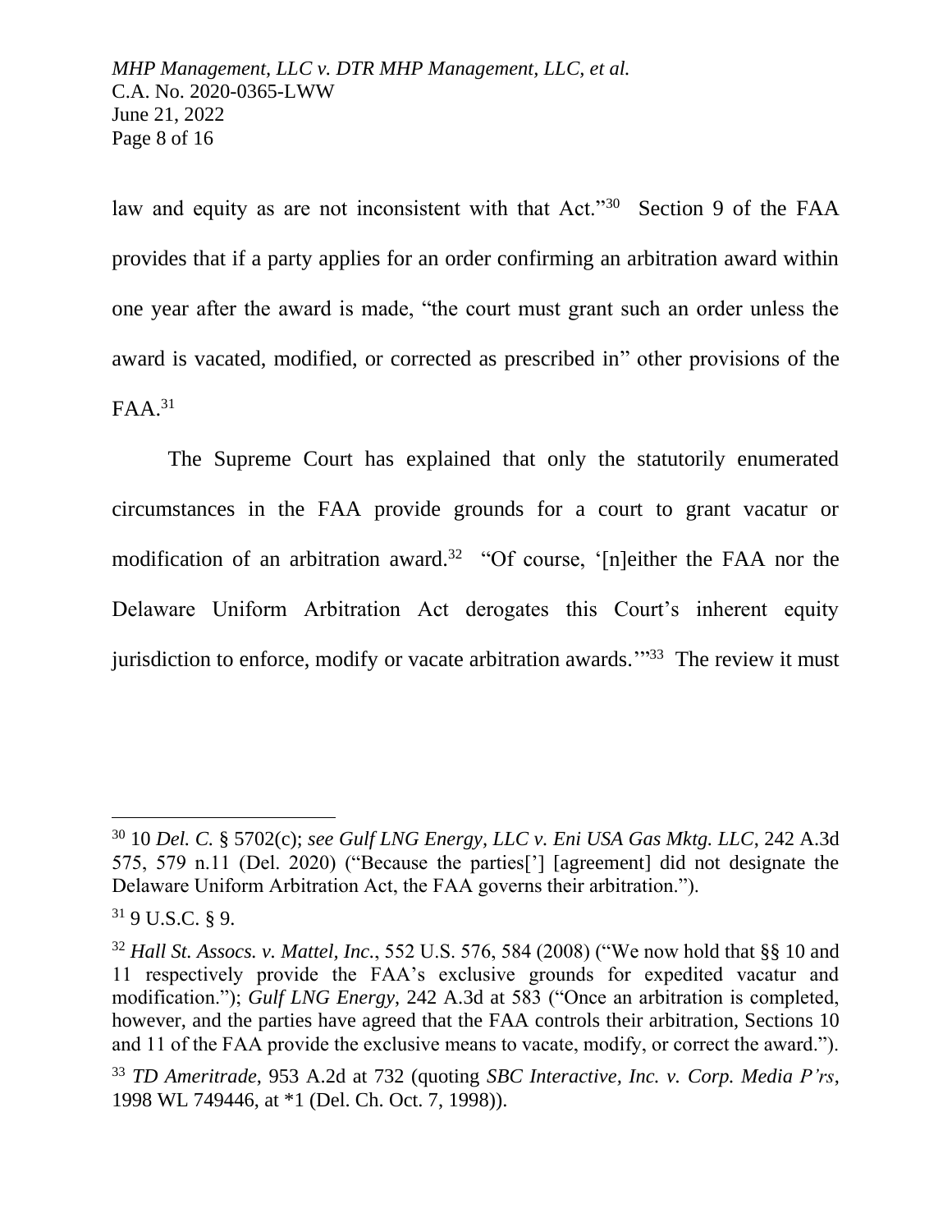law and equity as are not inconsistent with that Act."[30] Section 9 of the FAA provides that if a party applies for an order confirming an arbitration award within one year after the award is made, "the court must grant such an order unless the award is vacated, modified, or corrected as prescribed in" other provisions of the FAA.[31]

The Supreme Court has explained that only the statutorily enumerated circumstances in the FAA provide grounds for a court to grant vacatur or modification of an arbitration award.[32] "Of course, '[n]either the FAA nor the Delaware Uniform Arbitration Act derogates this Court's inherent equity jurisdiction to enforce, modify or vacate arbitration awards.'"[33] The review it must

---

[30] 10 *Del. C.* § 5702(c); *see Gulf LNG Energy, LLC v. Eni USA Gas Mktg. LLC*, 242 A.3d 575, 579 n.11 (Del. 2020) ("Because the parties['] [agreement] did not designate the Delaware Uniform Arbitration Act, the FAA governs their arbitration.").

[31] 9 U.S.C. § 9.

[32] *Hall St. Assocs. v. Mattel, Inc.*, 552 U.S. 576, 584 (2008) ("We now hold that §§ 10 and 11 respectively provide the FAA's exclusive grounds for expedited vacatur and modification."); *Gulf LNG Energy*, 242 A.3d at 583 ("Once an arbitration is completed, however, and the parties have agreed that the FAA controls their arbitration, Sections 10 and 11 of the FAA provide the exclusive means to vacate, modify, or correct the award.").

[33] *TD Ameritrade*, 953 A.2d at 732 (quoting *SBC Interactive, Inc. v. Corp. Media P'rs*, 1998 WL 749446, at *1 (Del. Ch. Oct. 7, 1998)).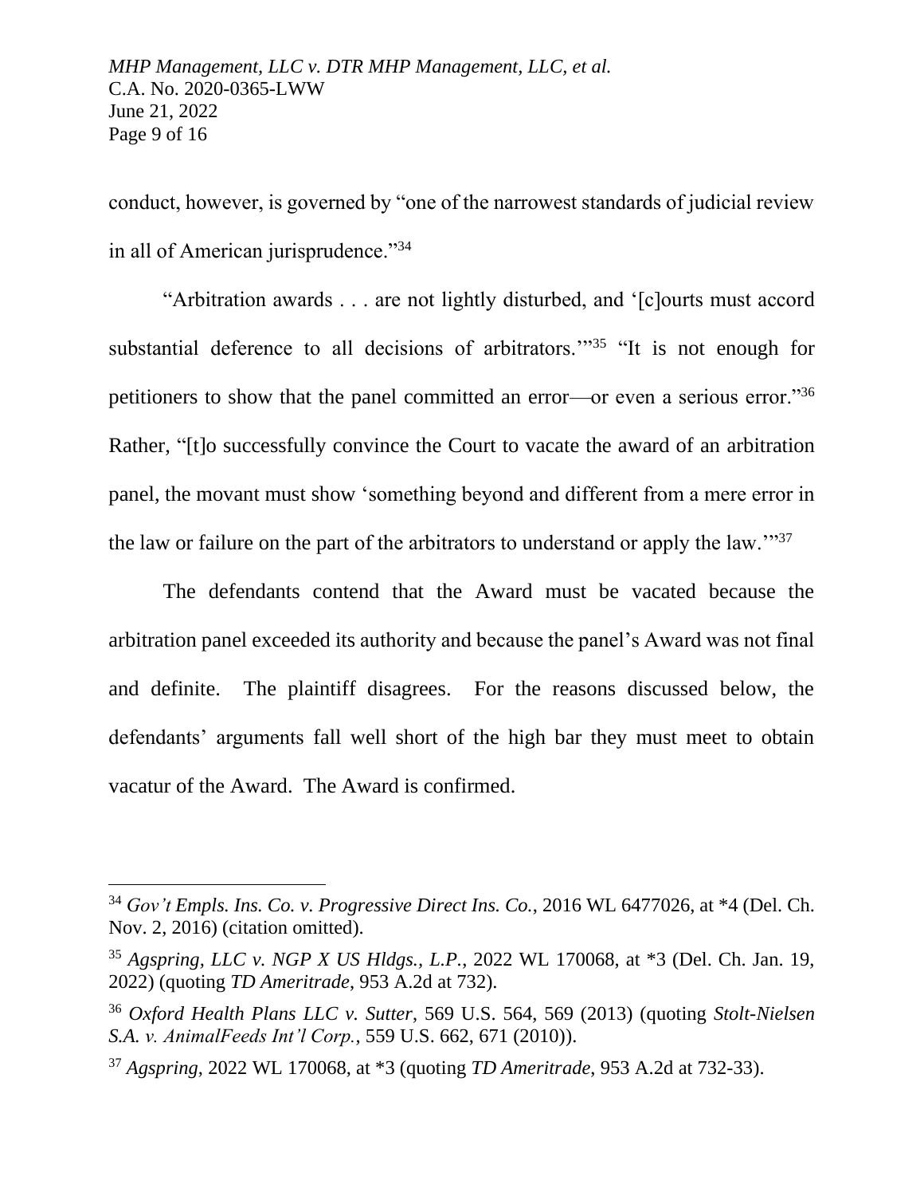conduct, however, is governed by "one of the narrowest standards of judicial review in all of American jurisprudence."[34]

"Arbitration awards . . . are not lightly disturbed, and '[c]ourts must accord substantial deference to all decisions of arbitrators.'"[35] "It is not enough for petitioners to show that the panel committed an error—or even a serious error."[36] Rather, "[t]o successfully convince the Court to vacate the award of an arbitration panel, the movant must show 'something beyond and different from a mere error in the law or failure on the part of the arbitrators to understand or apply the law.'"[37]

The defendants contend that the Award must be vacated because the arbitration panel exceeded its authority and because the panel's Award was not final and definite. The plaintiff disagrees. For the reasons discussed below, the defendants' arguments fall well short of the high bar they must meet to obtain vacatur of the Award. The Award is confirmed.

---

[34] *Gov't Empls. Ins. Co. v. Progressive Direct Ins. Co.*, 2016 WL 6477026, at *4 (Del. Ch. Nov. 2, 2016) (citation omitted).

[35] *Agspring, LLC v. NGP X US Hldgs., L.P.*, 2022 WL 170068, at *3 (Del. Ch. Jan. 19, 2022) (quoting *TD Ameritrade*, 953 A.2d at 732).

[36] *Oxford Health Plans LLC v. Sutter*, 569 U.S. 564, 569 (2013) (quoting *Stolt-Nielsen S.A. v. AnimalFeeds Int'l Corp.*, 559 U.S. 662, 671 (2010)).

[37] *Agspring*, 2022 WL 170068, at *3 (quoting *TD Ameritrade*, 953 A.2d at 732-33).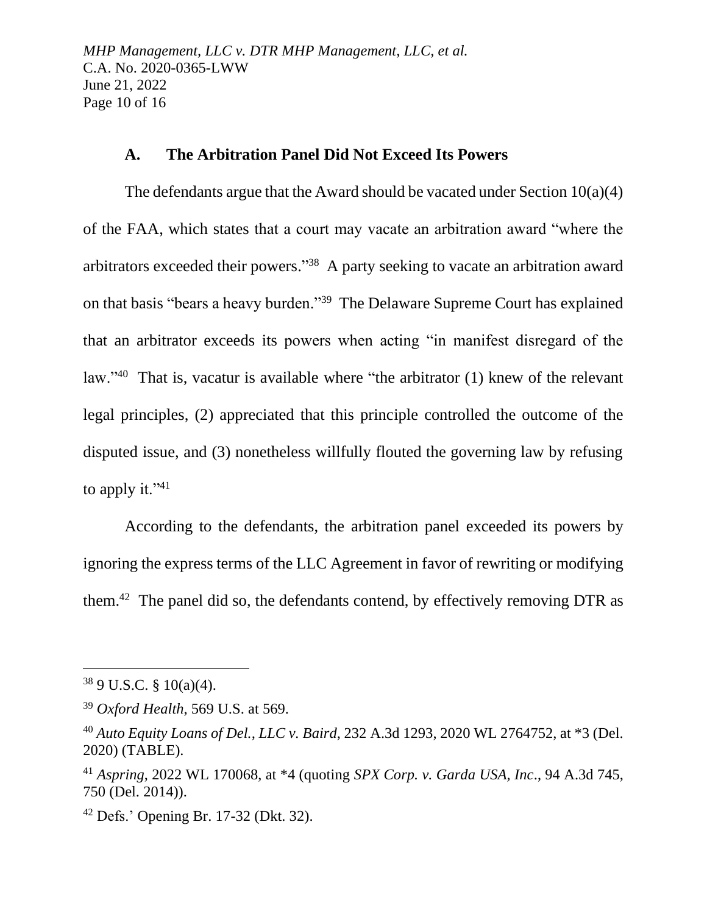### A. The Arbitration Panel Did Not Exceed Its Powers

The defendants argue that the Award should be vacated under Section 10(a)(4) of the FAA, which states that a court may vacate an arbitration award "where the arbitrators exceeded their powers."[38] A party seeking to vacate an arbitration award on that basis "bears a heavy burden."[39] The Delaware Supreme Court has explained that an arbitrator exceeds its powers when acting "in manifest disregard of the law."[40] That is, vacatur is available where "the arbitrator (1) knew of the relevant legal principles, (2) appreciated that this principle controlled the outcome of the disputed issue, and (3) nonetheless willfully flouted the governing law by refusing to apply it."[41]

According to the defendants, the arbitration panel exceeded its powers by ignoring the express terms of the LLC Agreement in favor of rewriting or modifying them.[42] The panel did so, the defendants contend, by effectively removing DTR as

---

[38] 9 U.S.C. § 10(a)(4).

[39] *Oxford Health*, 569 U.S. at 569.

[40] *Auto Equity Loans of Del., LLC v. Baird*, 232 A.3d 1293, 2020 WL 2764752, at *3 (Del. 2020) (TABLE).

[41] *Aspring*, 2022 WL 170068, at *4 (quoting *SPX Corp. v. Garda USA, Inc*., 94 A.3d 745, 750 (Del. 2014)).

[42] Defs.' Opening Br. 17-32 (Dkt. 32).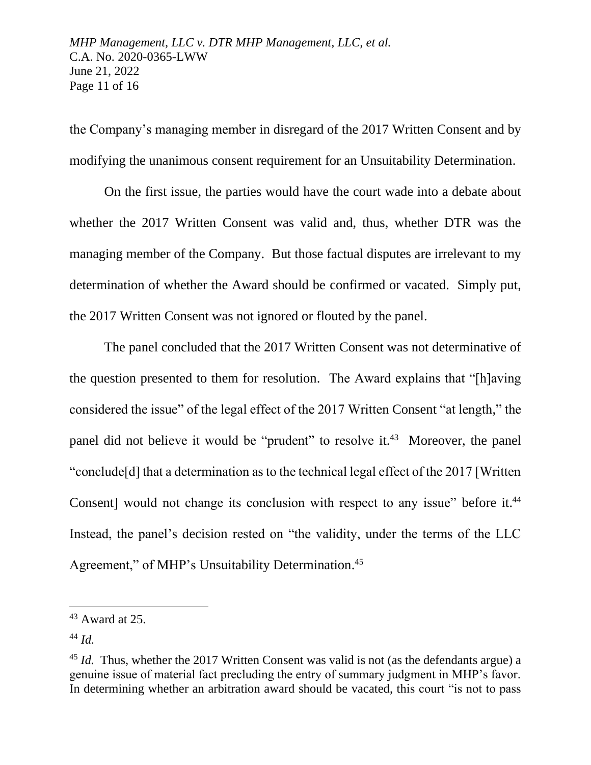the Company's managing member in disregard of the 2017 Written Consent and by modifying the unanimous consent requirement for an Unsuitability Determination.

On the first issue, the parties would have the court wade into a debate about whether the 2017 Written Consent was valid and, thus, whether DTR was the managing member of the Company. But those factual disputes are irrelevant to my determination of whether the Award should be confirmed or vacated. Simply put, the 2017 Written Consent was not ignored or flouted by the panel.

The panel concluded that the 2017 Written Consent was not determinative of the question presented to them for resolution. The Award explains that "[h]aving considered the issue" of the legal effect of the 2017 Written Consent "at length," the panel did not believe it would be "prudent" to resolve it.[43] Moreover, the panel "conclude[d] that a determination as to the technical legal effect of the 2017 [Written Consent] would not change its conclusion with respect to any issue" before it.[44] Instead, the panel's decision rested on "the validity, under the terms of the LLC Agreement," of MHP's Unsuitability Determination.[45]

---

[43] Award at 25.

[44] *Id.*

[45] *Id.* Thus, whether the 2017 Written Consent was valid is not (as the defendants argue) a genuine issue of material fact precluding the entry of summary judgment in MHP's favor. In determining whether an arbitration award should be vacated, this court "is not to pass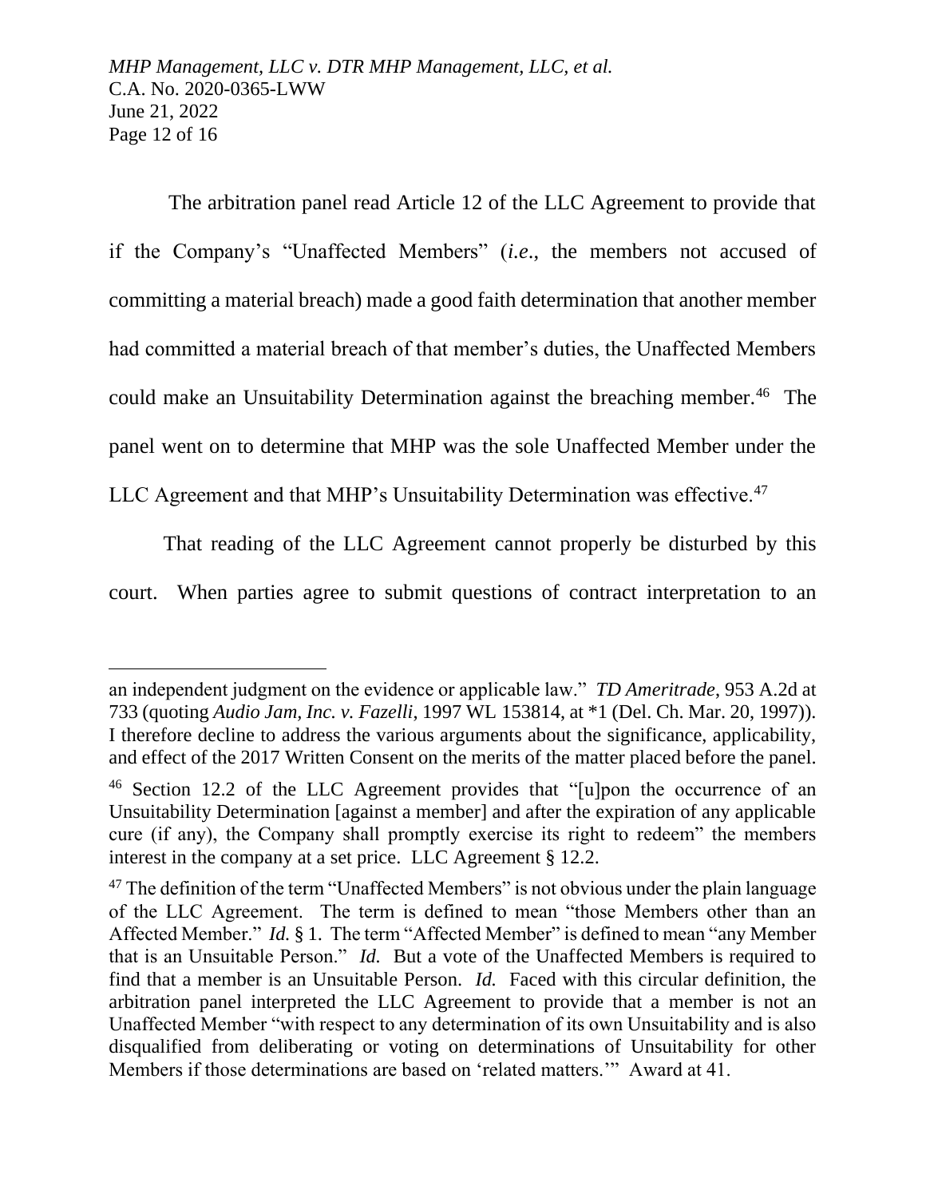The arbitration panel read Article 12 of the LLC Agreement to provide that if the Company's "Unaffected Members" (*i.e.*, the members not accused of committing a material breach) made a good faith determination that another member had committed a material breach of that member's duties, the Unaffected Members could make an Unsuitability Determination against the breaching member.[46] The panel went on to determine that MHP was the sole Unaffected Member under the LLC Agreement and that MHP's Unsuitability Determination was effective.[47]

That reading of the LLC Agreement cannot properly be disturbed by this court. When parties agree to submit questions of contract interpretation to an

---

an independent judgment on the evidence or applicable law." *TD Ameritrade*, 953 A.2d at 733 (quoting *Audio Jam, Inc. v. Fazelli*, 1997 WL 153814, at *1 (Del. Ch. Mar. 20, 1997)). I therefore decline to address the various arguments about the significance, applicability, and effect of the 2017 Written Consent on the merits of the matter placed before the panel.

[46] Section 12.2 of the LLC Agreement provides that "[u]pon the occurrence of an Unsuitability Determination [against a member] and after the expiration of any applicable cure (if any), the Company shall promptly exercise its right to redeem" the members interest in the company at a set price. LLC Agreement § 12.2.

[47] The definition of the term "Unaffected Members" is not obvious under the plain language of the LLC Agreement. The term is defined to mean "those Members other than an Affected Member." *Id.* § 1. The term "Affected Member" is defined to mean "any Member that is an Unsuitable Person." *Id.* But a vote of the Unaffected Members is required to find that a member is an Unsuitable Person. *Id.* Faced with this circular definition, the arbitration panel interpreted the LLC Agreement to provide that a member is not an Unaffected Member "with respect to any determination of its own Unsuitability and is also disqualified from deliberating or voting on determinations of Unsuitability for other Members if those determinations are based on 'related matters.'" Award at 41.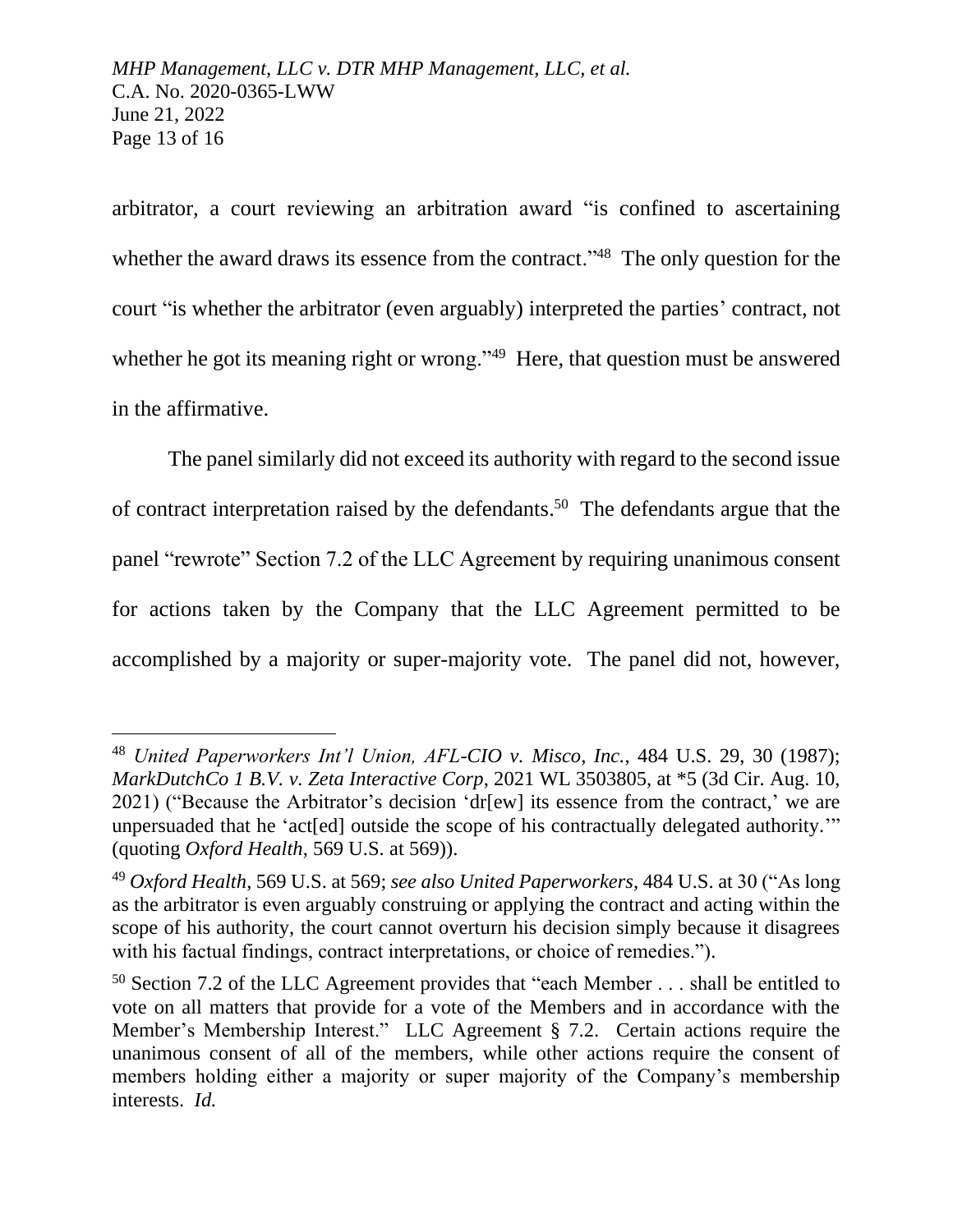arbitrator, a court reviewing an arbitration award "is confined to ascertaining whether the award draws its essence from the contract."[48] The only question for the court "is whether the arbitrator (even arguably) interpreted the parties' contract, not whether he got its meaning right or wrong."[49] Here, that question must be answered in the affirmative.

The panel similarly did not exceed its authority with regard to the second issue of contract interpretation raised by the defendants.[50] The defendants argue that the panel "rewrote" Section 7.2 of the LLC Agreement by requiring unanimous consent for actions taken by the Company that the LLC Agreement permitted to be accomplished by a majority or super-majority vote. The panel did not, however,

---

[48] *United Paperworkers Int'l Union, AFL-CIO v. Misco, Inc.*, 484 U.S. 29, 30 (1987); *MarkDutchCo 1 B.V. v. Zeta Interactive Corp*, 2021 WL 3503805, at *5 (3d Cir. Aug. 10, 2021) ("Because the Arbitrator's decision 'dr[ew] its essence from the contract,' we are unpersuaded that he 'act[ed] outside the scope of his contractually delegated authority.'" (quoting *Oxford Health*, 569 U.S. at 569)).

[49] *Oxford Health*, 569 U.S. at 569; *see also United Paperworkers*, 484 U.S. at 30 ("As long as the arbitrator is even arguably construing or applying the contract and acting within the scope of his authority, the court cannot overturn his decision simply because it disagrees with his factual findings, contract interpretations, or choice of remedies.").

[50] Section 7.2 of the LLC Agreement provides that "each Member . . . shall be entitled to vote on all matters that provide for a vote of the Members and in accordance with the Member's Membership Interest." LLC Agreement § 7.2. Certain actions require the unanimous consent of all of the members, while other actions require the consent of members holding either a majority or super majority of the Company's membership interests. *Id.*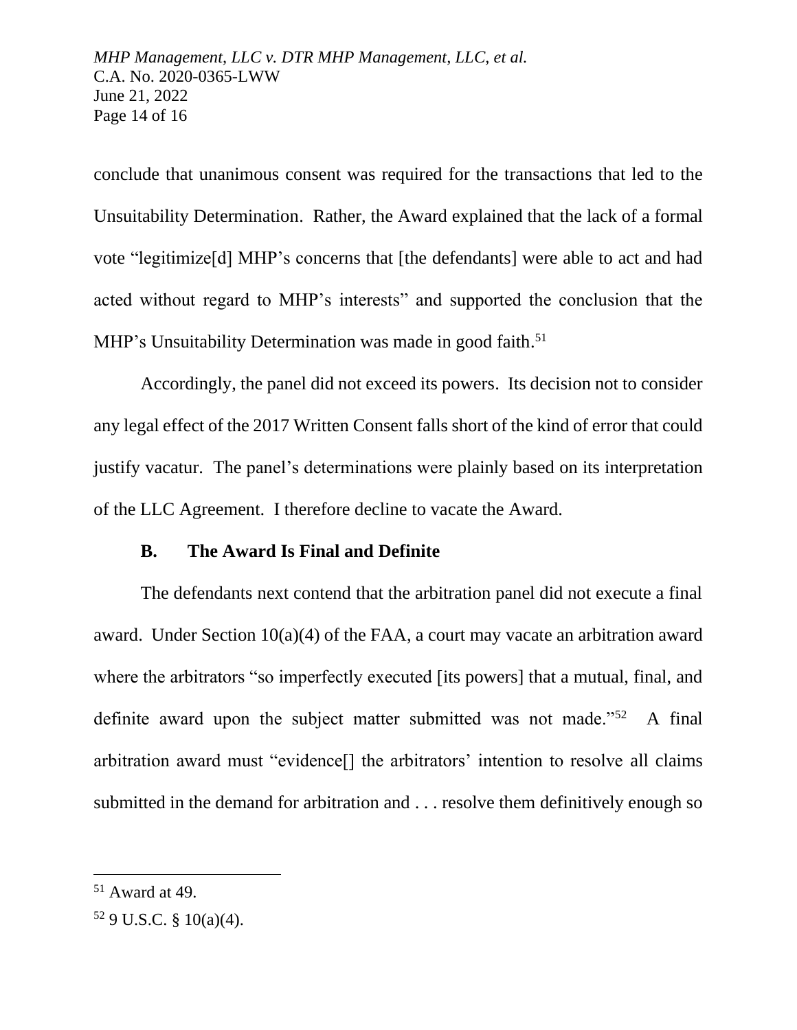conclude that unanimous consent was required for the transactions that led to the Unsuitability Determination. Rather, the Award explained that the lack of a formal vote "legitimize[d] MHP's concerns that [the defendants] were able to act and had acted without regard to MHP's interests" and supported the conclusion that the MHP's Unsuitability Determination was made in good faith.[51]

Accordingly, the panel did not exceed its powers. Its decision not to consider any legal effect of the 2017 Written Consent falls short of the kind of error that could justify vacatur. The panel's determinations were plainly based on its interpretation of the LLC Agreement. I therefore decline to vacate the Award.

### B. The Award Is Final and Definite

The defendants next contend that the arbitration panel did not execute a final award. Under Section 10(a)(4) of the FAA, a court may vacate an arbitration award where the arbitrators "so imperfectly executed [its powers] that a mutual, final, and definite award upon the subject matter submitted was not made."[52] A final arbitration award must "evidence[] the arbitrators' intention to resolve all claims submitted in the demand for arbitration and . . . resolve them definitively enough so

---

[51] Award at 49.

[52] 9 U.S.C. § 10(a)(4).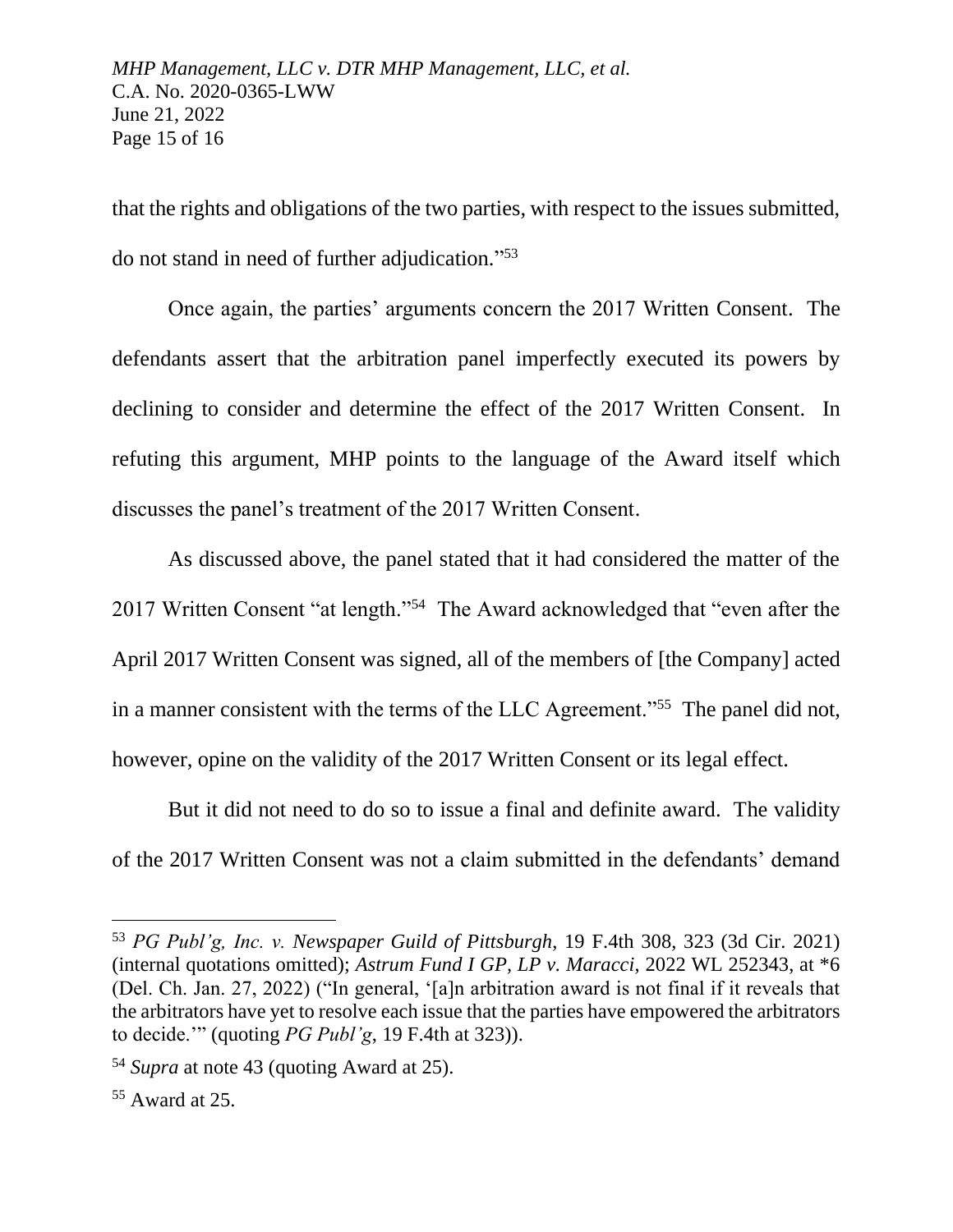that the rights and obligations of the two parties, with respect to the issues submitted, do not stand in need of further adjudication."[53]

Once again, the parties' arguments concern the 2017 Written Consent. The defendants assert that the arbitration panel imperfectly executed its powers by declining to consider and determine the effect of the 2017 Written Consent. In refuting this argument, MHP points to the language of the Award itself which discusses the panel's treatment of the 2017 Written Consent.

As discussed above, the panel stated that it had considered the matter of the 2017 Written Consent "at length."[54] The Award acknowledged that "even after the April 2017 Written Consent was signed, all of the members of [the Company] acted in a manner consistent with the terms of the LLC Agreement."[55] The panel did not, however, opine on the validity of the 2017 Written Consent or its legal effect.

But it did not need to do so to issue a final and definite award. The validity of the 2017 Written Consent was not a claim submitted in the defendants' demand

---

[53] *PG Publ'g, Inc. v. Newspaper Guild of Pittsburgh*, 19 F.4th 308, 323 (3d Cir. 2021) (internal quotations omitted); *Astrum Fund I GP, LP v. Maracci*, 2022 WL 252343, at *6 (Del. Ch. Jan. 27, 2022) ("In general, '[a]n arbitration award is not final if it reveals that the arbitrators have yet to resolve each issue that the parties have empowered the arbitrators to decide.'" (quoting *PG Publ'g*, 19 F.4th at 323)).

[54] *Supra* at note 43 (quoting Award at 25).

[55] Award at 25.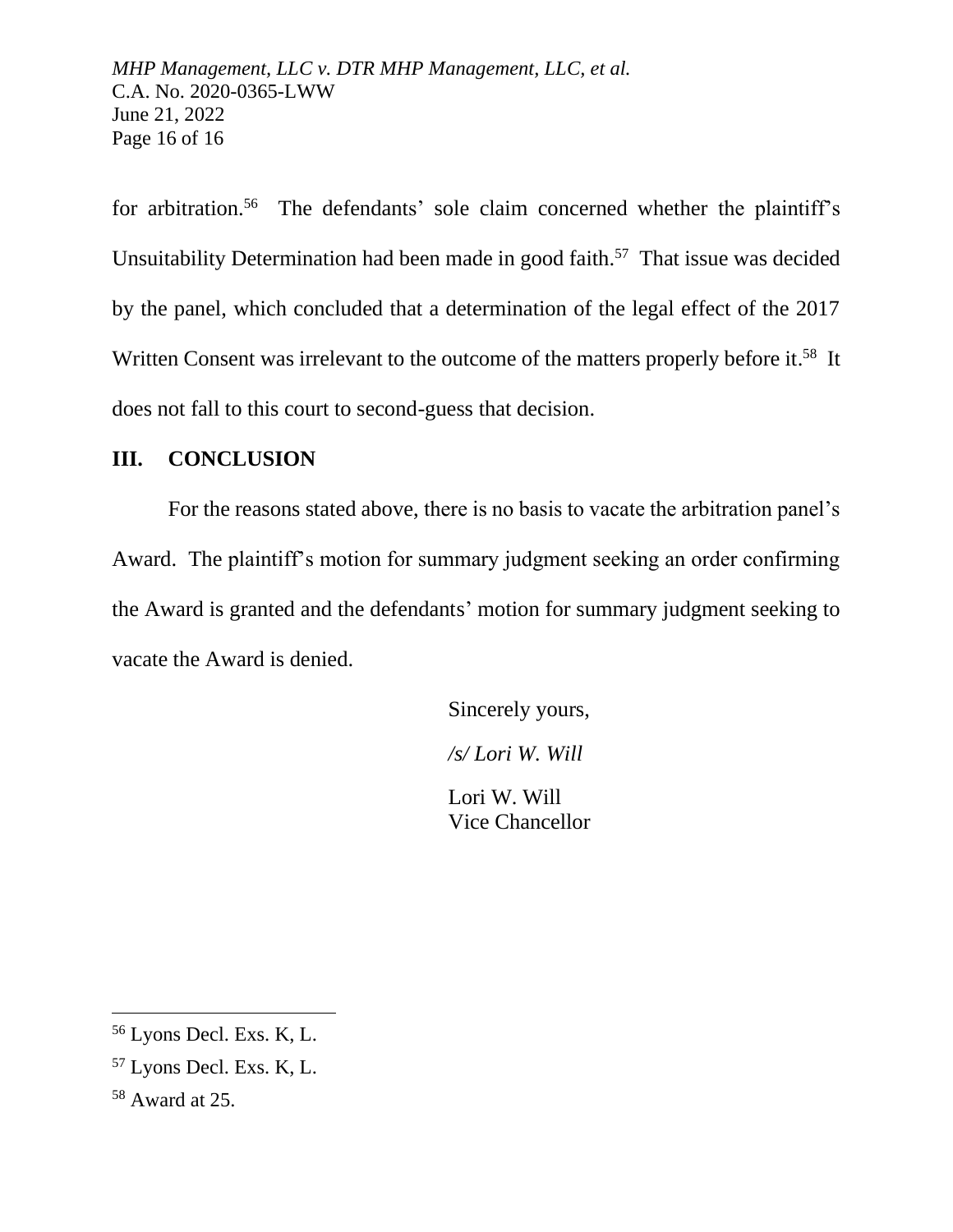for arbitration.[56] The defendants' sole claim concerned whether the plaintiff's Unsuitability Determination had been made in good faith.[57] That issue was decided by the panel, which concluded that a determination of the legal effect of the 2017 Written Consent was irrelevant to the outcome of the matters properly before it.[58] It does not fall to this court to second-guess that decision.

## III. CONCLUSION

For the reasons stated above, there is no basis to vacate the arbitration panel's Award. The plaintiff's motion for summary judgment seeking an order confirming the Award is granted and the defendants' motion for summary judgment seeking to vacate the Award is denied.

Sincerely yours,

*/s/ Lori W. Will*

Lori W. Will
Vice Chancellor

---

[56] Lyons Decl. Exs. K, L.

[57] Lyons Decl. Exs. K, L.

[58] Award at 25.